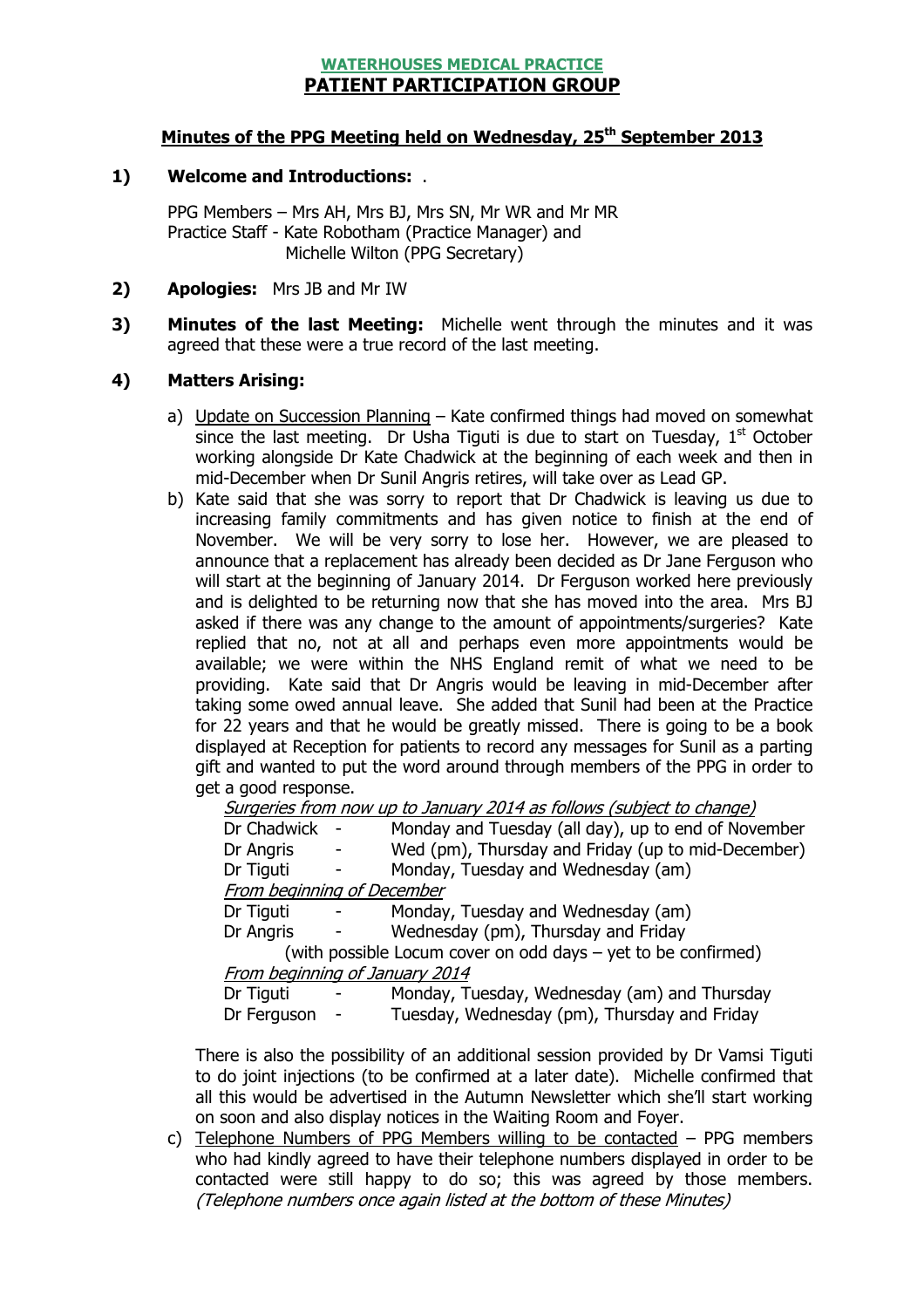**WATERHOUSES MEDICAL PRACTICE**

# PATIENT PARTICIPATION GROUP

## Minutes of the PPG Meeting held on Wednesday, 25th September 2013

**1) Welcome and Introductions:** .

PPG Members – Mrs AH, Mrs BJ, Mrs SN, Mr WR and Mr MR
Practice Staff - Kate Robotham (Practice Manager) and
Michelle Wilton (PPG Secretary)

**2) Apologies:** Mrs JB and Mr IW

**3) Minutes of the last Meeting:** Michelle went through the minutes and it was agreed that these were a true record of the last meeting.

**4) Matters Arising:**

a) Update on Succession Planning – Kate confirmed things had moved on somewhat since the last meeting. Dr Usha Tiguti is due to start on Tuesday, 1st October working alongside Dr Kate Chadwick at the beginning of each week and then in mid-December when Dr Sunil Angris retires, will take over as Lead GP.

b) Kate said that she was sorry to report that Dr Chadwick is leaving us due to increasing family commitments and has given notice to finish at the end of November. We will be very sorry to lose her. However, we are pleased to announce that a replacement has already been decided as Dr Jane Ferguson who will start at the beginning of January 2014. Dr Ferguson worked here previously and is delighted to be returning now that she has moved into the area. Mrs BJ asked if there was any change to the amount of appointments/surgeries? Kate replied that no, not at all and perhaps even more appointments would be available; we were within the NHS England remit of what we need to be providing. Kate said that Dr Angris would be leaving in mid-December after taking some owed annual leave. She added that Sunil had been at the Practice for 22 years and that he would be greatly missed. There is going to be a book displayed at Reception for patients to record any messages for Sunil as a parting gift and wanted to put the word around through members of the PPG in order to get a good response.

*Surgeries from now up to January 2014 as follows (subject to change)*

Dr Chadwick - Monday and Tuesday (all day), up to end of November
Dr Angris - Wed (pm), Thursday and Friday (up to mid-December)
Dr Tiguti - Monday, Tuesday and Wednesday (am)

*From beginning of December*

Dr Tiguti - Monday, Tuesday and Wednesday (am)
Dr Angris - Wednesday (pm), Thursday and Friday
(with possible Locum cover on odd days – yet to be confirmed)

*From beginning of January 2014*

Dr Tiguti - Monday, Tuesday, Wednesday (am) and Thursday
Dr Ferguson - Tuesday, Wednesday (pm), Thursday and Friday

There is also the possibility of an additional session provided by Dr Vamsi Tiguti to do joint injections (to be confirmed at a later date). Michelle confirmed that all this would be advertised in the Autumn Newsletter which she'll start working on soon and also display notices in the Waiting Room and Foyer.

c) Telephone Numbers of PPG Members willing to be contacted – PPG members who had kindly agreed to have their telephone numbers displayed in order to be contacted were still happy to do so; this was agreed by those members. *(Telephone numbers once again listed at the bottom of these Minutes)*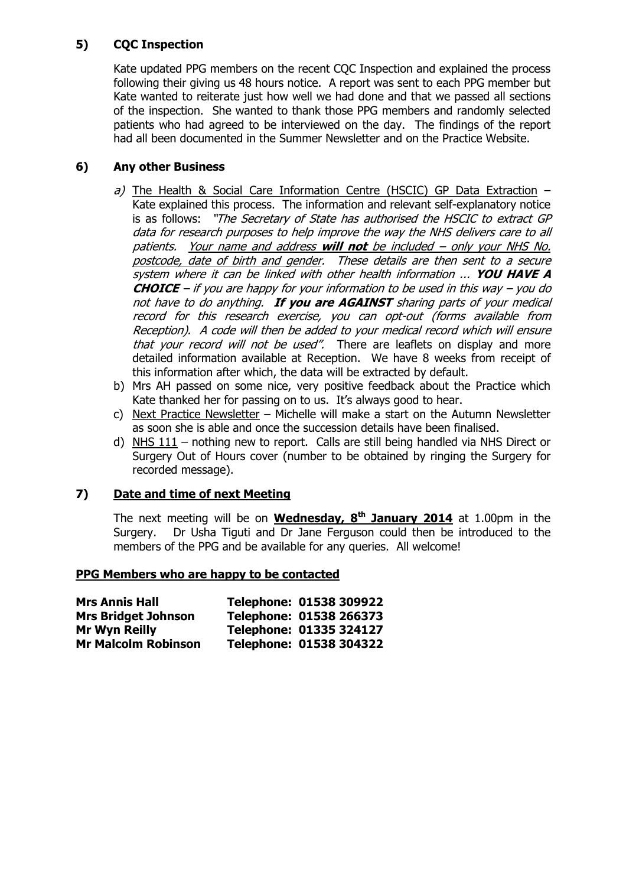## 5) CQC Inspection

Kate updated PPG members on the recent CQC Inspection and explained the process following their giving us 48 hours notice. A report was sent to each PPG member but Kate wanted to reiterate just how well we had done and that we passed all sections of the inspection. She wanted to thank those PPG members and randomly selected patients who had agreed to be interviewed on the day. The findings of the report had all been documented in the Summer Newsletter and on the Practice Website.

## 6) Any other Business

a) The Health & Social Care Information Centre (HSCIC) GP Data Extraction – Kate explained this process. The information and relevant self-explanatory notice is as follows: *"The Secretary of State has authorised the HSCIC to extract GP data for research purposes to help improve the way the NHS delivers care to all patients. Your name and address **will not** be included – only your NHS No. postcode, date of birth and gender. These details are then sent to a secure system where it can be linked with other health information ... **YOU HAVE A CHOICE** – if you are happy for your information to be used in this way – you do not have to do anything. **If you are AGAINST** sharing parts of your medical record for this research exercise, you can opt-out (forms available from Reception). A code will then be added to your medical record which will ensure that your record will not be used".* There are leaflets on display and more detailed information available at Reception. We have 8 weeks from receipt of this information after which, the data will be extracted by default.

b) Mrs AH passed on some nice, very positive feedback about the Practice which Kate thanked her for passing on to us. It's always good to hear.

c) Next Practice Newsletter – Michelle will make a start on the Autumn Newsletter as soon she is able and once the succession details have been finalised.

d) NHS 111 – nothing new to report. Calls are still being handled via NHS Direct or Surgery Out of Hours cover (number to be obtained by ringing the Surgery for recorded message).

## 7) Date and time of next Meeting

The next meeting will be on **Wednesday, 8th January 2014** at 1.00pm in the Surgery. Dr Usha Tiguti and Dr Jane Ferguson could then be introduced to the members of the PPG and be available for any queries. All welcome!

**PPG Members who are happy to be contacted**

| | |
|---|---|
| **Mrs Annis Hall** | **Telephone: 01538 309922** |
| **Mrs Bridget Johnson** | **Telephone: 01538 266373** |
| **Mr Wyn Reilly** | **Telephone: 01335 324127** |
| **Mr Malcolm Robinson** | **Telephone: 01538 304322** |